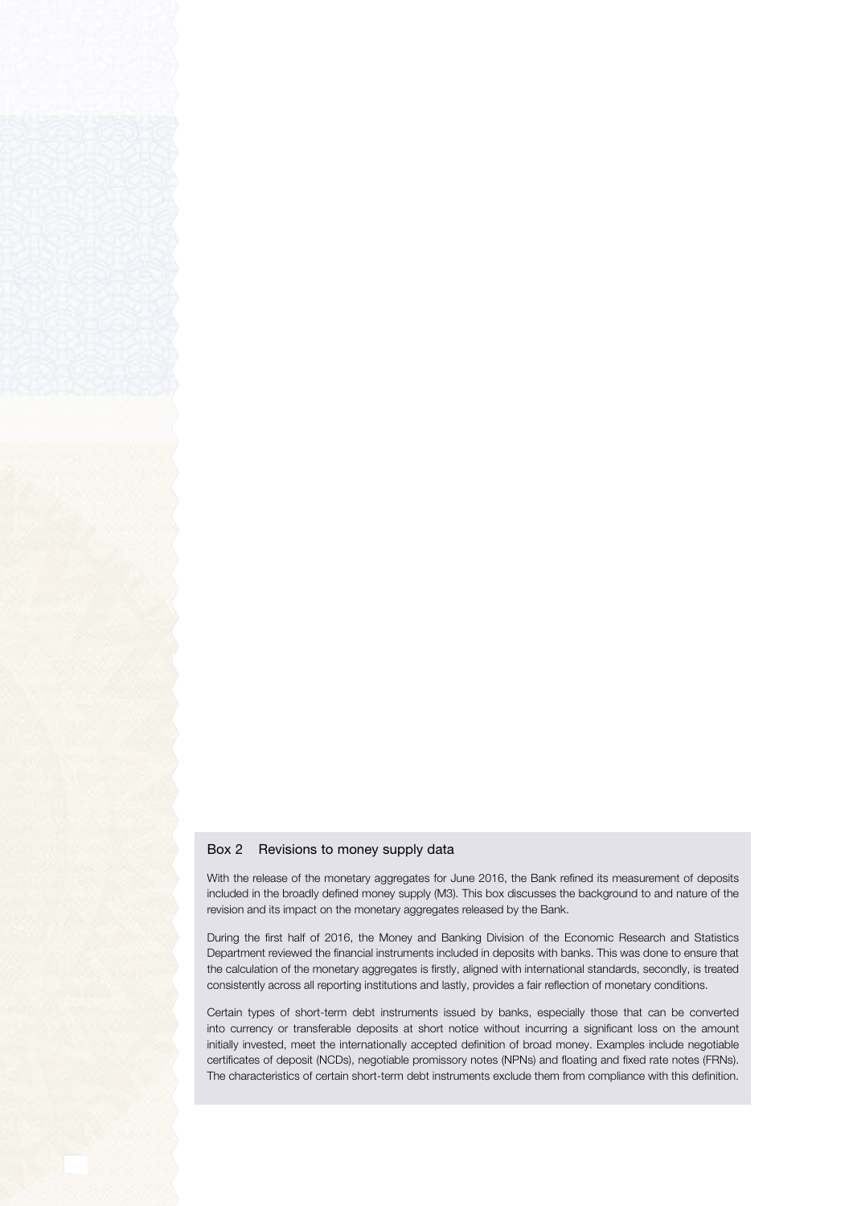## Box 2 Revisions to money supply data

With the release of the monetary aggregates for June 2016, the Bank refined its measurement of deposits included in the broadly defined money supply (M3). This box discusses the background to and nature of the revision and its impact on the monetary aggregates released by the Bank.

During the first half of 2016, the Money and Banking Division of the Economic Research and Statistics Department reviewed the financial instruments included in deposits with banks. This was done to ensure that the calculation of the monetary aggregates is firstly, aligned with international standards, secondly, is treated consistently across all reporting institutions and lastly, provides a fair reflection of monetary conditions.

Certain types of short-term debt instruments issued by banks, especially those that can be converted into currency or transferable deposits at short notice without incurring a significant loss on the amount initially invested, meet the internationally accepted definition of broad money. Examples include negotiable certificates of deposit (NCDs), negotiable promissory notes (NPNs) and floating and fixed rate notes (FRNs). The characteristics of certain short-term debt instruments exclude them from compliance with this definition.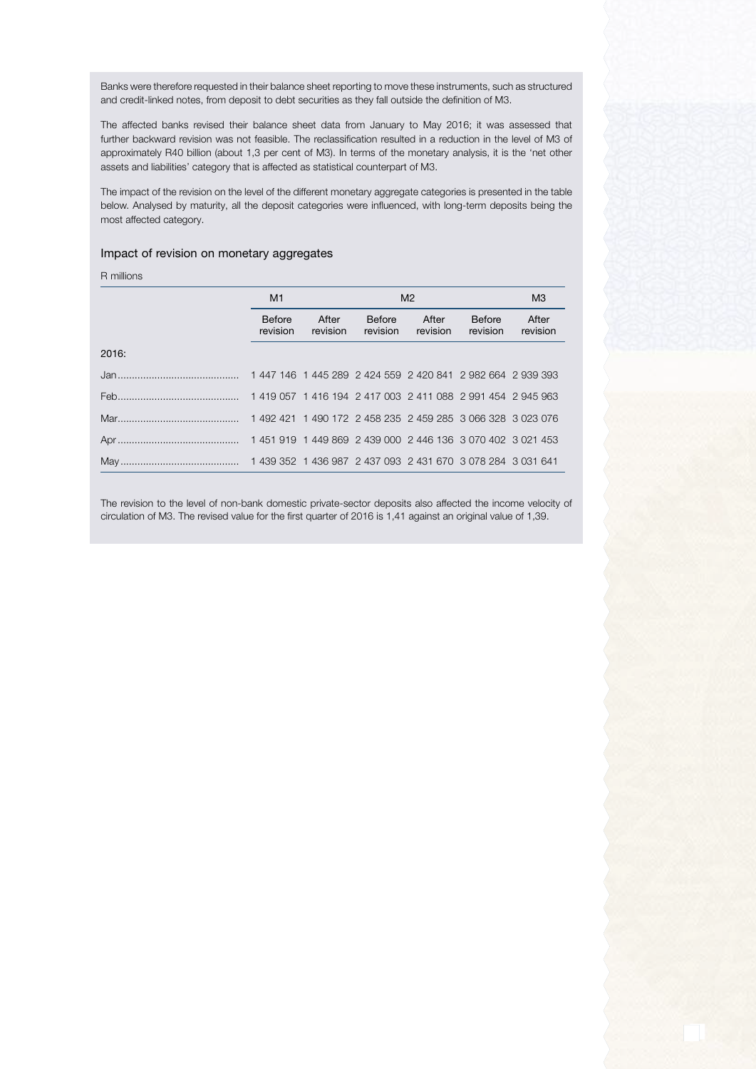Banks were therefore requested in their balance sheet reporting to move these instruments, such as structured and credit-linked notes, from deposit to debt securities as they fall outside the definition of M3.

The affected banks revised their balance sheet data from January to May 2016; it was assessed that further backward revision was not feasible. The reclassification resulted in a reduction in the level of M3 of approximately R40 billion (about 1,3 per cent of M3). In terms of the monetary analysis, it is the 'net other assets and liabilities' category that is affected as statistical counterpart of M3.

The impact of the revision on the level of the different monetary aggregate categories is presented in the table below. Analysed by maturity, all the deposit categories were influenced, with long-term deposits being the most affected category.

### Impact of revision on monetary aggregates

R millions

| | M1 | | M2 | | M3 | |
|---|---|---|---|---|---|---|
| | Before revision | After revision | Before revision | After revision | Before revision | After revision |
| 2016: | | | | | | |
| Jan | 1 447 146 | 1 445 289 | 2 424 559 | 2 420 841 | 2 982 664 | 2 939 393 |
| Feb | 1 419 057 | 1 416 194 | 2 417 003 | 2 411 088 | 2 991 454 | 2 945 963 |
| Mar | 1 492 421 | 1 490 172 | 2 458 235 | 2 459 285 | 3 066 328 | 3 023 076 |
| Apr | 1 451 919 | 1 449 869 | 2 439 000 | 2 446 136 | 3 070 402 | 3 021 453 |
| May | 1 439 352 | 1 436 987 | 2 437 093 | 2 431 670 | 3 078 284 | 3 031 641 |

The revision to the level of non-bank domestic private-sector deposits also affected the income velocity of circulation of M3. The revised value for the first quarter of 2016 is 1,41 against an original value of 1,39.